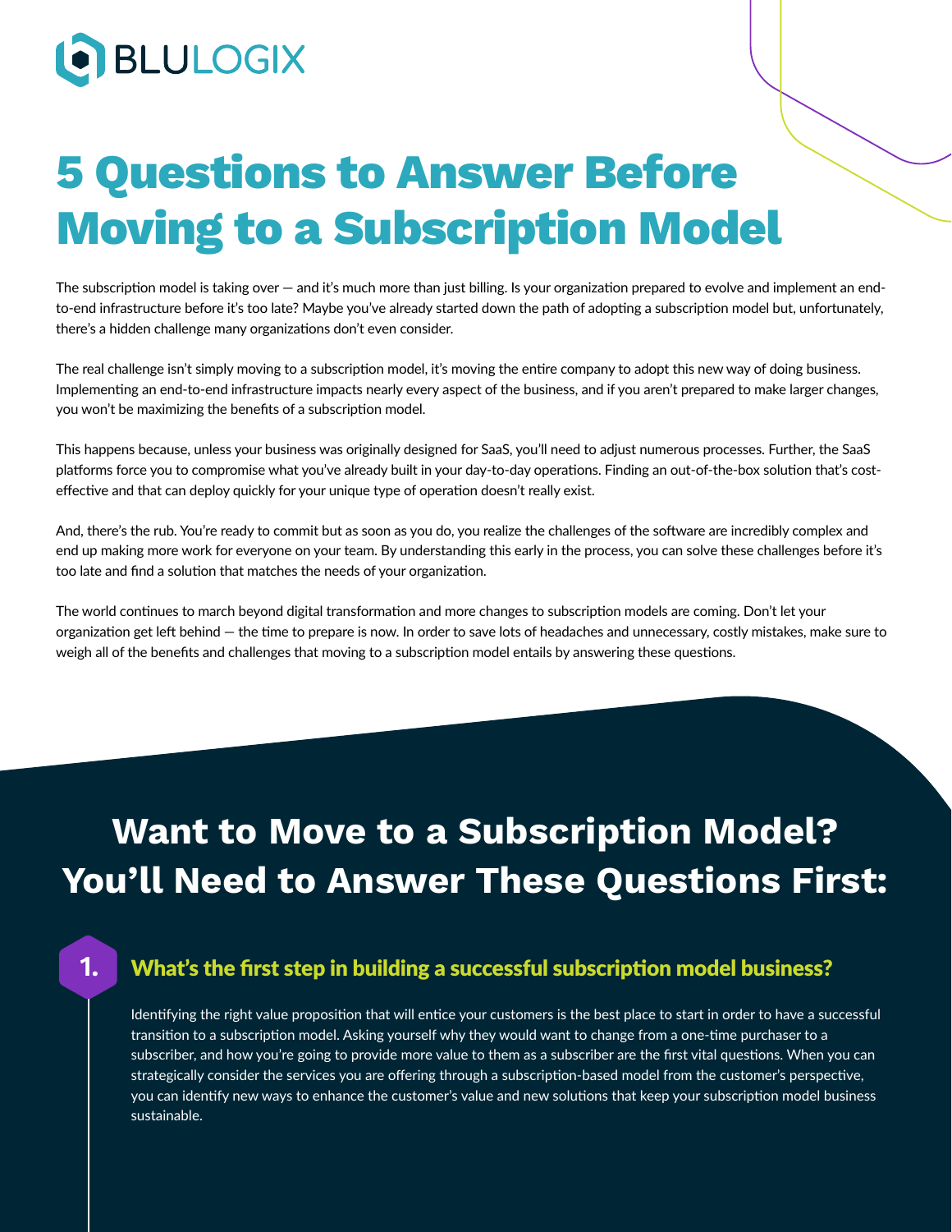BLULOGIX

# 5 Questions to Answer Before Moving to a Subscription Model

The subscription model is taking over — and it's much more than just billing. Is your organization prepared to evolve and implement an end-to-end infrastructure before it's too late? Maybe you've already started down the path of adopting a subscription model but, unfortunately, there's a hidden challenge many organizations don't even consider.

The real challenge isn't simply moving to a subscription model, it's moving the entire company to adopt this new way of doing business. Implementing an end-to-end infrastructure impacts nearly every aspect of the business, and if you aren't prepared to make larger changes, you won't be maximizing the benefits of a subscription model.

This happens because, unless your business was originally designed for SaaS, you'll need to adjust numerous processes. Further, the SaaS platforms force you to compromise what you've already built in your day-to-day operations. Finding an out-of-the-box solution that's cost-effective and that can deploy quickly for your unique type of operation doesn't really exist.

And, there's the rub. You're ready to commit but as soon as you do, you realize the challenges of the software are incredibly complex and end up making more work for everyone on your team. By understanding this early in the process, you can solve these challenges before it's too late and find a solution that matches the needs of your organization.

The world continues to march beyond digital transformation and more changes to subscription models are coming. Don't let your organization get left behind — the time to prepare is now. In order to save lots of headaches and unnecessary, costly mistakes, make sure to weigh all of the benefits and challenges that moving to a subscription model entails by answering these questions.

## Want to Move to a Subscription Model? You'll Need to Answer These Questions First:

### 1. What's the first step in building a successful subscription model business?

Identifying the right value proposition that will entice your customers is the best place to start in order to have a successful transition to a subscription model. Asking yourself why they would want to change from a one-time purchaser to a subscriber, and how you're going to provide more value to them as a subscriber are the first vital questions. When you can strategically consider the services you are offering through a subscription-based model from the customer's perspective, you can identify new ways to enhance the customer's value and new solutions that keep your subscription model business sustainable.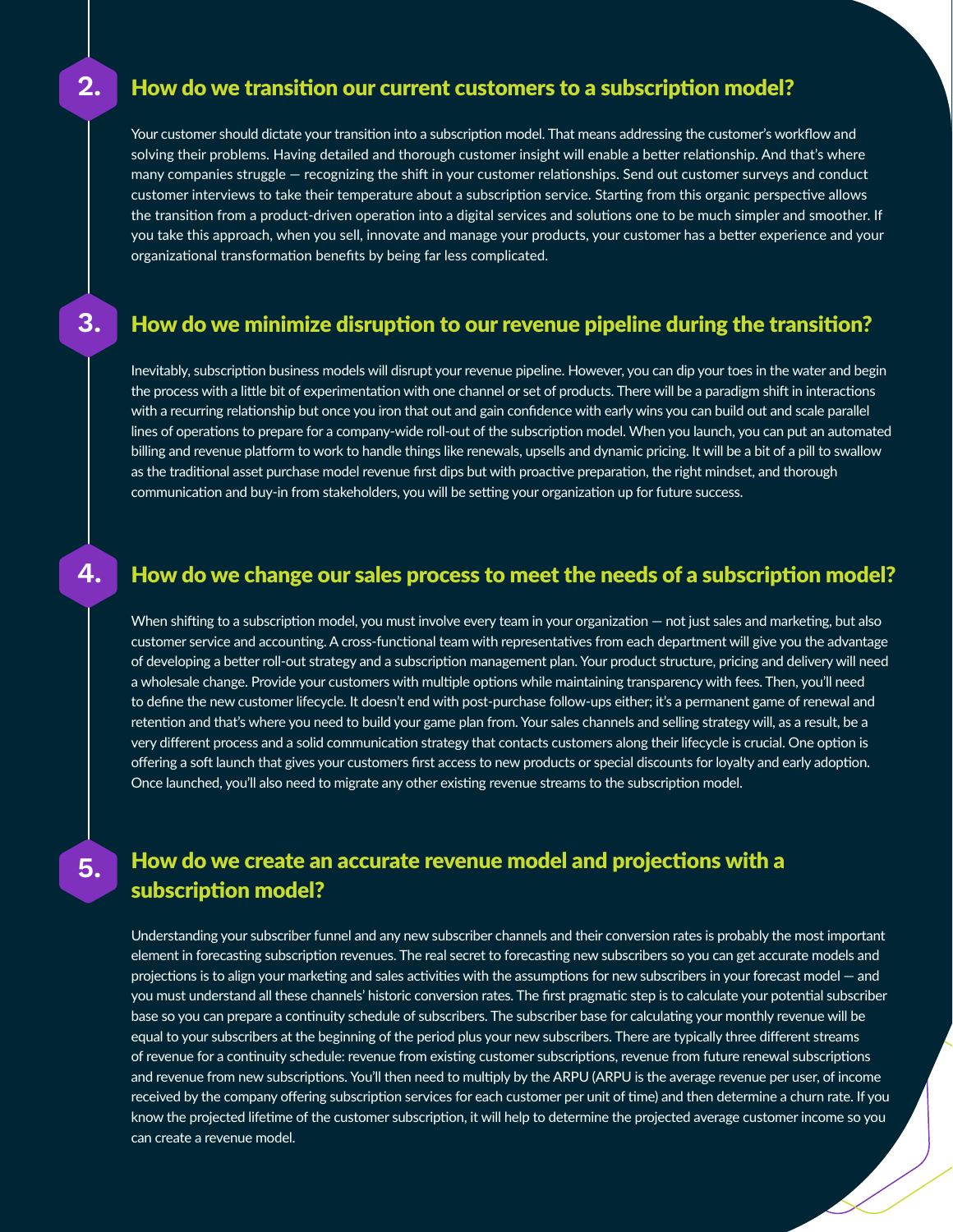## 2. How do we transition our current customers to a subscription model?

Your customer should dictate your transition into a subscription model. That means addressing the customer's workflow and solving their problems. Having detailed and thorough customer insight will enable a better relationship. And that's where many companies struggle — recognizing the shift in your customer relationships. Send out customer surveys and conduct customer interviews to take their temperature about a subscription service. Starting from this organic perspective allows the transition from a product-driven operation into a digital services and solutions one to be much simpler and smoother. If you take this approach, when you sell, innovate and manage your products, your customer has a better experience and your organizational transformation benefits by being far less complicated.

## 3. How do we minimize disruption to our revenue pipeline during the transition?

Inevitably, subscription business models will disrupt your revenue pipeline. However, you can dip your toes in the water and begin the process with a little bit of experimentation with one channel or set of products. There will be a paradigm shift in interactions with a recurring relationship but once you iron that out and gain confidence with early wins you can build out and scale parallel lines of operations to prepare for a company-wide roll-out of the subscription model. When you launch, you can put an automated billing and revenue platform to work to handle things like renewals, upsells and dynamic pricing. It will be a bit of a pill to swallow as the traditional asset purchase model revenue first dips but with proactive preparation, the right mindset, and thorough communication and buy-in from stakeholders, you will be setting your organization up for future success.

## 4. How do we change our sales process to meet the needs of a subscription model?

When shifting to a subscription model, you must involve every team in your organization — not just sales and marketing, but also customer service and accounting. A cross-functional team with representatives from each department will give you the advantage of developing a better roll-out strategy and a subscription management plan. Your product structure, pricing and delivery will need a wholesale change. Provide your customers with multiple options while maintaining transparency with fees. Then, you'll need to define the new customer lifecycle. It doesn't end with post-purchase follow-ups either; it's a permanent game of renewal and retention and that's where you need to build your game plan from. Your sales channels and selling strategy will, as a result, be a very different process and a solid communication strategy that contacts customers along their lifecycle is crucial. One option is offering a soft launch that gives your customers first access to new products or special discounts for loyalty and early adoption. Once launched, you'll also need to migrate any other existing revenue streams to the subscription model.

## 5. How do we create an accurate revenue model and projections with a subscription model?

Understanding your subscriber funnel and any new subscriber channels and their conversion rates is probably the most important element in forecasting subscription revenues. The real secret to forecasting new subscribers so you can get accurate models and projections is to align your marketing and sales activities with the assumptions for new subscribers in your forecast model — and you must understand all these channels' historic conversion rates. The first pragmatic step is to calculate your potential subscriber base so you can prepare a continuity schedule of subscribers. The subscriber base for calculating your monthly revenue will be equal to your subscribers at the beginning of the period plus your new subscribers. There are typically three different streams of revenue for a continuity schedule: revenue from existing customer subscriptions, revenue from future renewal subscriptions and revenue from new subscriptions. You'll then need to multiply by the ARPU (ARPU is the average revenue per user, of income received by the company offering subscription services for each customer per unit of time) and then determine a churn rate. If you know the projected lifetime of the customer subscription, it will help to determine the projected average customer income so you can create a revenue model.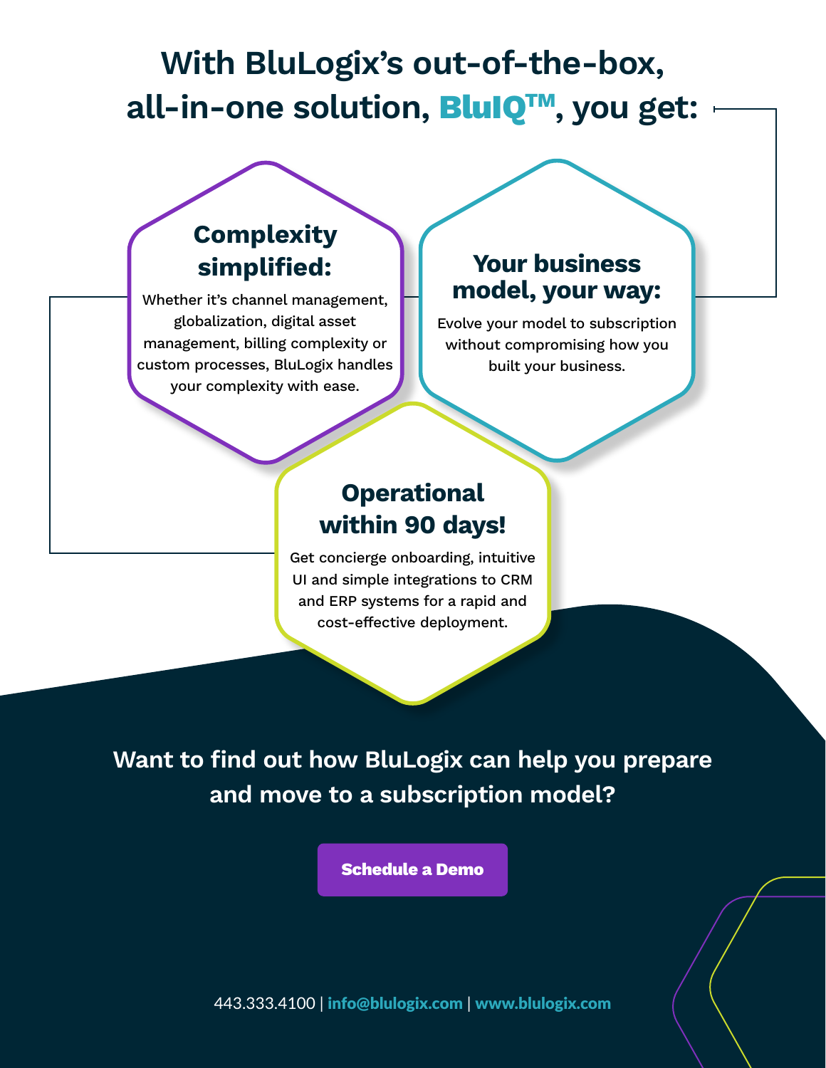# With BluLogix's out-of-the-box, all-in-one solution, **BluIQ™**, you get:

## Complexity simplified:

Whether it's channel management, globalization, digital asset management, billing complexity or custom processes, BluLogix handles your complexity with ease.

## Your business model, your way:

Evolve your model to subscription without compromising how you built your business.

## Operational within 90 days!

Get concierge onboarding, intuitive UI and simple integrations to CRM and ERP systems for a rapid and cost-effective deployment.

**Want to find out how BluLogix can help you prepare and move to a subscription model?**

**Schedule a Demo**

443.333.4100 | **info@blulogix.com** | **www.blulogix.com**